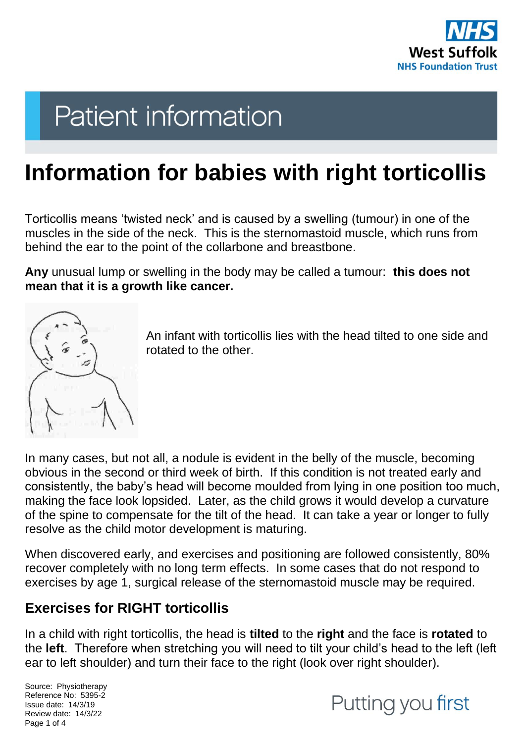Patient information

# Information for babies with right torticollis

Torticollis means 'twisted neck' and is caused by a swelling (tumour) in one of the muscles in the side of the neck. This is the sternomastoid muscle, which runs from behind the ear to the point of the collarbone and breastbone.

**Any** unusual lump or swelling in the body may be called a tumour: **this does not mean that it is a growth like cancer.**

An infant with torticollis lies with the head tilted to one side and rotated to the other.

In many cases, but not all, a nodule is evident in the belly of the muscle, becoming obvious in the second or third week of birth. If this condition is not treated early and consistently, the baby's head will become moulded from lying in one position too much, making the face look lopsided. Later, as the child grows it would develop a curvature of the spine to compensate for the tilt of the head. It can take a year or longer to fully resolve as the child motor development is maturing.

When discovered early, and exercises and positioning are followed consistently, 80% recover completely with no long term effects. In some cases that do not respond to exercises by age 1, surgical release of the sternomastoid muscle may be required.

## Exercises for RIGHT torticollis

In a child with right torticollis, the head is **tilted** to the **right** and the face is **rotated** to the **left**. Therefore when stretching you will need to tilt your child's head to the left (left ear to left shoulder) and turn their face to the right (look over right shoulder).

Source: Physiotherapy
Reference No: 5395-2
Issue date: 14/3/19
Review date: 14/3/22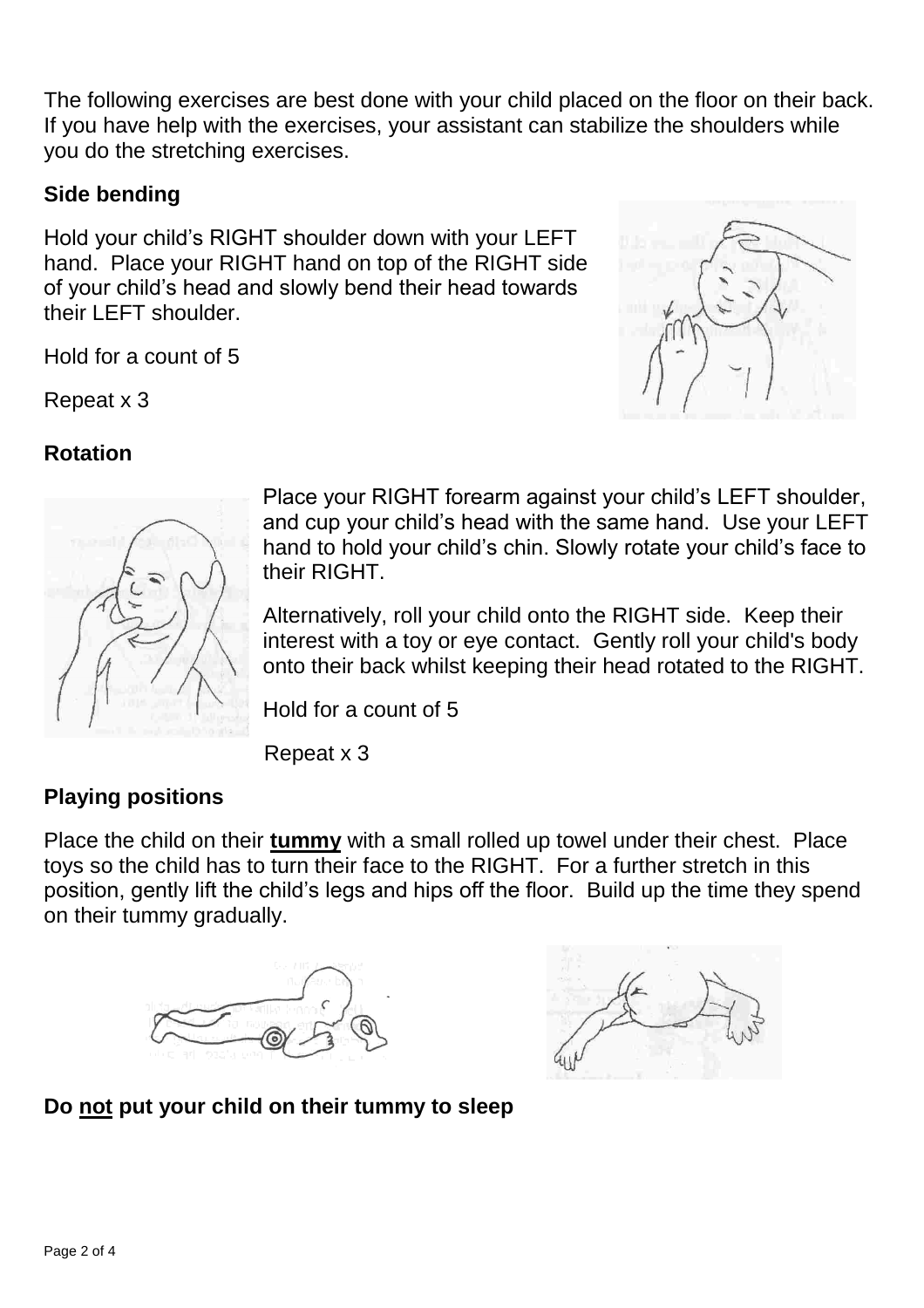The following exercises are best done with your child placed on the floor on their back. If you have help with the exercises, your assistant can stabilize the shoulders while you do the stretching exercises.

## Side bending

Hold your child's RIGHT shoulder down with your LEFT hand. Place your RIGHT hand on top of the RIGHT side of your child's head and slowly bend their head towards their LEFT shoulder.

Hold for a count of 5

Repeat x 3

## Rotation

Place your RIGHT forearm against your child's LEFT shoulder, and cup your child's head with the same hand. Use your LEFT hand to hold your child's chin. Slowly rotate your child's face to their RIGHT.

Alternatively, roll your child onto the RIGHT side. Keep their interest with a toy or eye contact. Gently roll your child's body onto their back whilst keeping their head rotated to the RIGHT.

Hold for a count of 5

Repeat x 3

## Playing positions

Place the child on their **tummy** with a small rolled up towel under their chest. Place toys so the child has to turn their face to the RIGHT. For a further stretch in this position, gently lift the child's legs and hips off the floor. Build up the time they spend on their tummy gradually.

**Do not put your child on their tummy to sleep**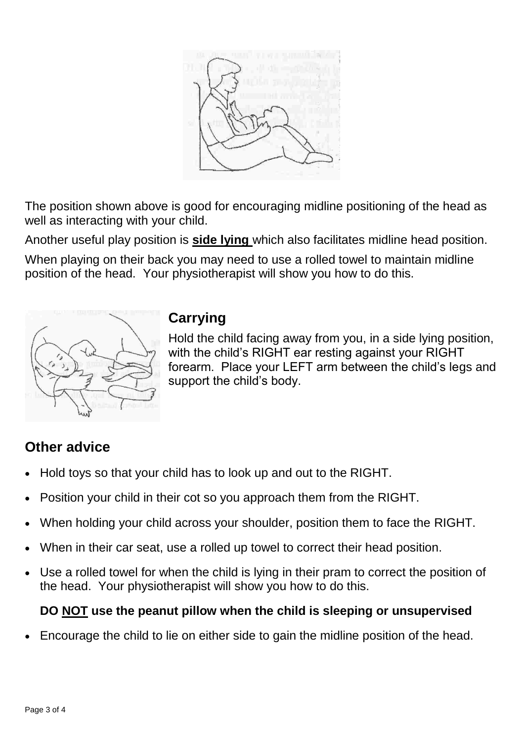The position shown above is good for encouraging midline positioning of the head as well as interacting with your child.

Another useful play position is **side lying** which also facilitates midline head position.

When playing on their back you may need to use a rolled towel to maintain midline position of the head. Your physiotherapist will show you how to do this.

## Carrying

Hold the child facing away from you, in a side lying position, with the child's RIGHT ear resting against your RIGHT forearm. Place your LEFT arm between the child's legs and support the child's body.

## Other advice

- Hold toys so that your child has to look up and out to the RIGHT.
- Position your child in their cot so you approach them from the RIGHT.
- When holding your child across your shoulder, position them to face the RIGHT.
- When in their car seat, use a rolled up towel to correct their head position.
- Use a rolled towel for when the child is lying in their pram to correct the position of the head. Your physiotherapist will show you how to do this.

  **DO NOT use the peanut pillow when the child is sleeping or unsupervised**

- Encourage the child to lie on either side to gain the midline position of the head.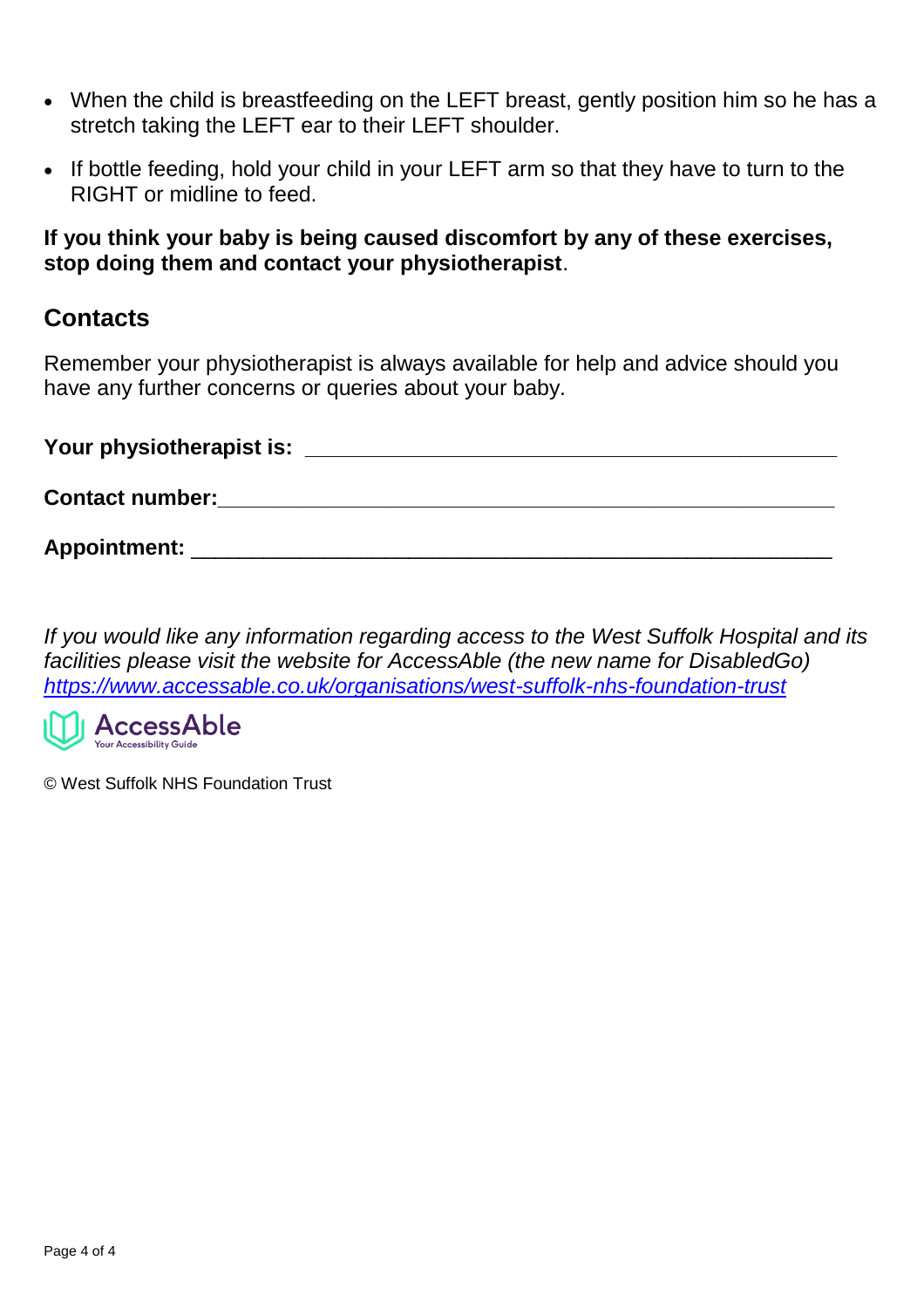- When the child is breastfeeding on the LEFT breast, gently position him so he has a stretch taking the LEFT ear to their LEFT shoulder.
- If bottle feeding, hold your child in your LEFT arm so that they have to turn to the RIGHT or midline to feed.

**If you think your baby is being caused discomfort by any of these exercises, stop doing them and contact your physiotherapist**.

## Contacts

Remember your physiotherapist is always available for help and advice should you have any further concerns or queries about your baby.

**Your physiotherapist is:** ____________________________________________

**Contact number:**____________________________________________________

**Appointment:** ______________________________________________________

*If you would like any information regarding access to the West Suffolk Hospital and its facilities please visit the website for AccessAble (the new name for DisabledGo)* *https://www.accessable.co.uk/organisations/west-suffolk-nhs-foundation-trust*

AccessAble
Your Accessibility Guide

© West Suffolk NHS Foundation Trust